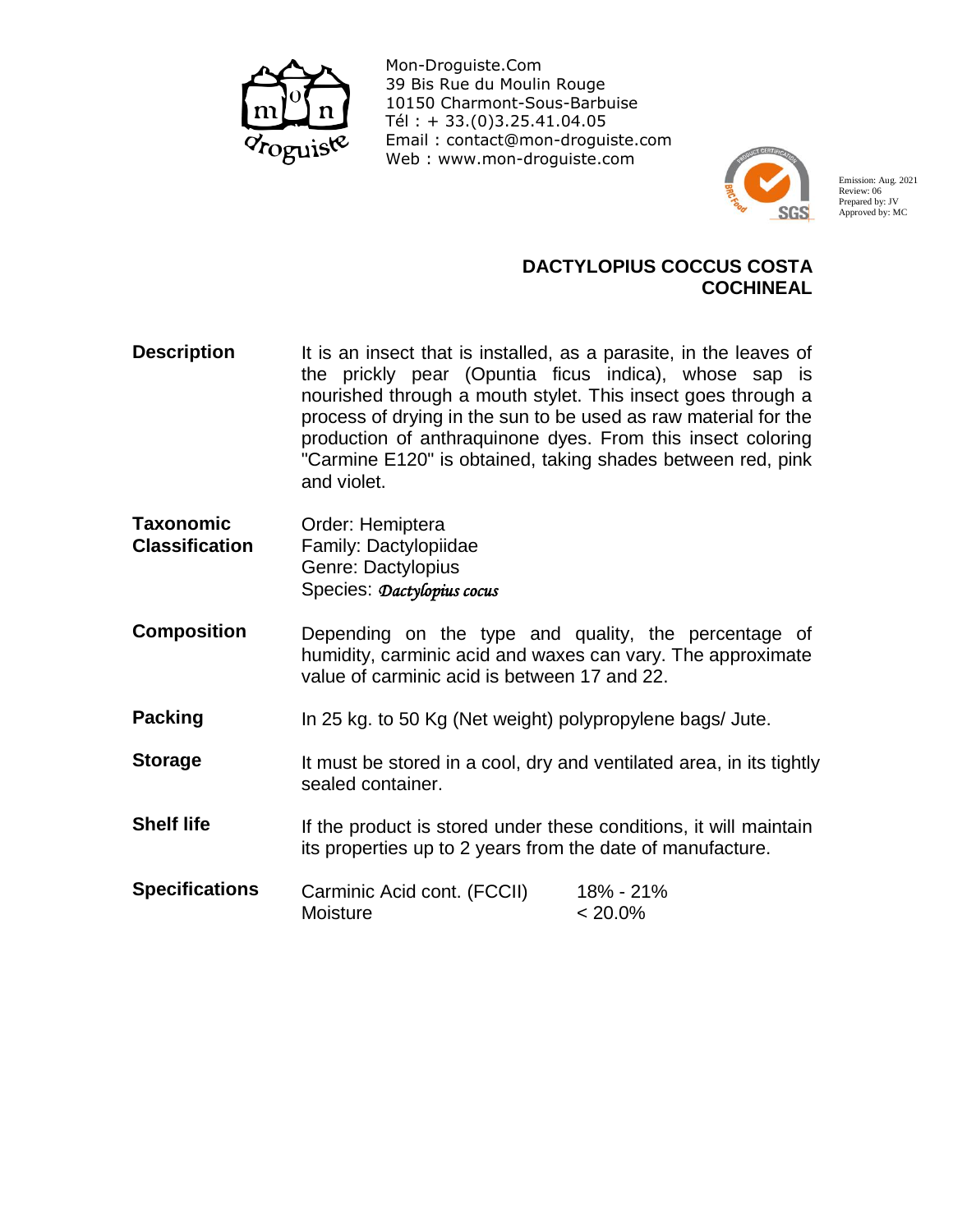Mon-Droguiste.Com
39 Bis Rue du Moulin Rouge
10150 Charmont-Sous-Barbuise
Tél : + 33.(0)3.25.41.04.05
Email : contact@mon-droguiste.com
Web : www.mon-droguiste.com

Emission: Aug. 2021
Review: 06
Prepared by: JV
Approved by: MC

## DACTYLOPIUS COCCUS COSTA
## COCHINEAL

**Description**

It is an insect that is installed, as a parasite, in the leaves of the prickly pear (Opuntia ficus indica), whose sap is nourished through a mouth stylet. This insect goes through a process of drying in the sun to be used as raw material for the production of anthraquinone dyes. From this insect coloring "Carmine E120" is obtained, taking shades between red, pink and violet.

**Taxonomic Classification**

Order: Hemiptera
Family: Dactylopiidae
Genre: Dactylopius
Species: *Dactylopius cocus*

**Composition**

Depending on the type and quality, the percentage of humidity, carminic acid and waxes can vary. The approximate value of carminic acid is between 17 and 22.

**Packing**

In 25 kg. to 50 Kg (Net weight) polypropylene bags/ Jute.

**Storage**

It must be stored in a cool, dry and ventilated area, in its tightly sealed container.

**Shelf life**

If the product is stored under these conditions, it will maintain its properties up to 2 years from the date of manufacture.

**Specifications**

| | |
|---|---|
| Carminic Acid cont. (FCCII) | 18% - 21% |
| Moisture | < 20.0% |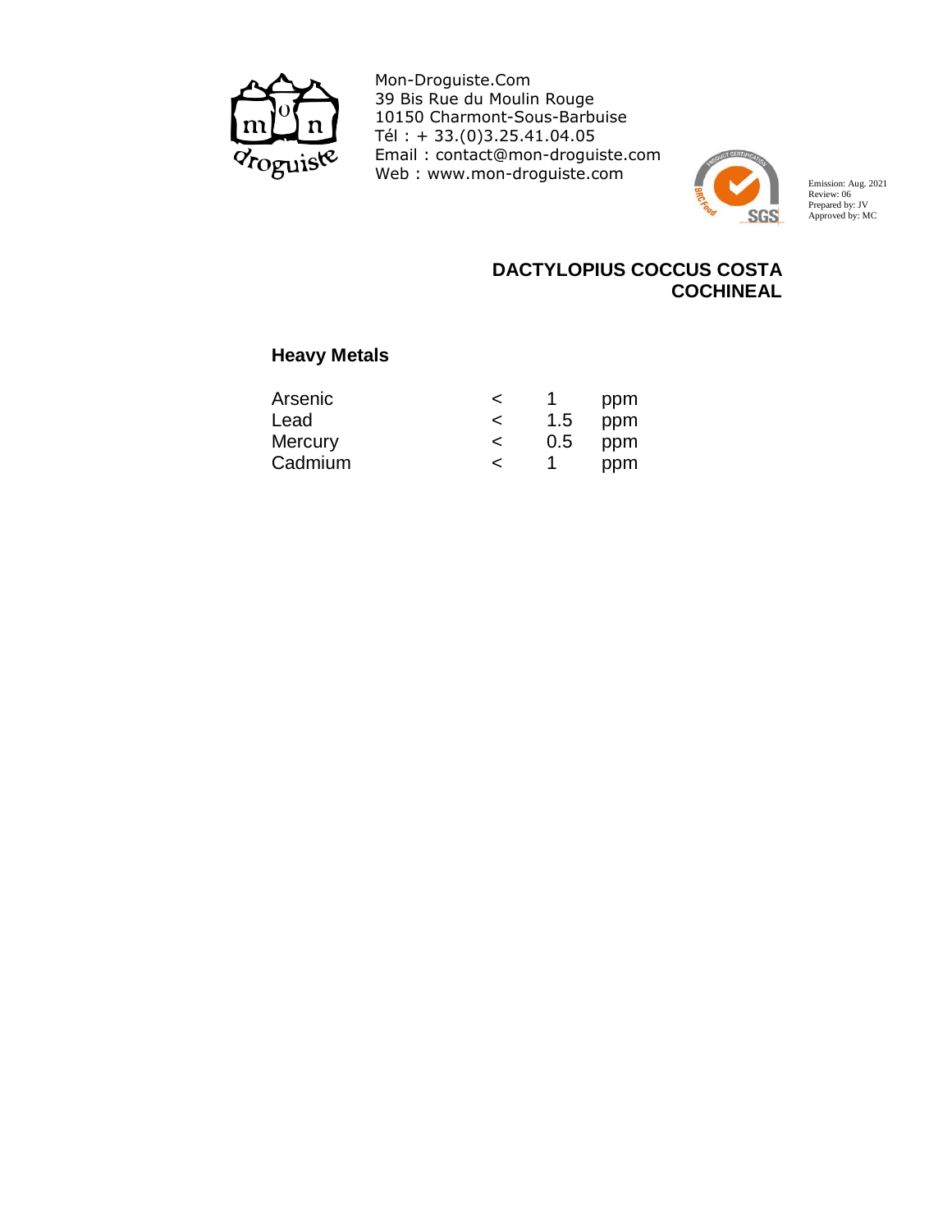Mon-Droguiste.Com
39 Bis Rue du Moulin Rouge
10150 Charmont-Sous-Barbuise
Tél : + 33.(0)3.25.41.04.05
Email : contact@mon-droguiste.com
Web : www.mon-droguiste.com

Emission: Aug. 2021
Review: 06
Prepared by: JV
Approved by: MC

**DACTYLOPIUS COCCUS COSTA**
**COCHINEAL**

## Heavy Metals

| | | | |
|---|---|---|---|
| Arsenic | < | 1 | ppm |
| Lead | < | 1.5 | ppm |
| Mercury | < | 0.5 | ppm |
| Cadmium | < | 1 | ppm |